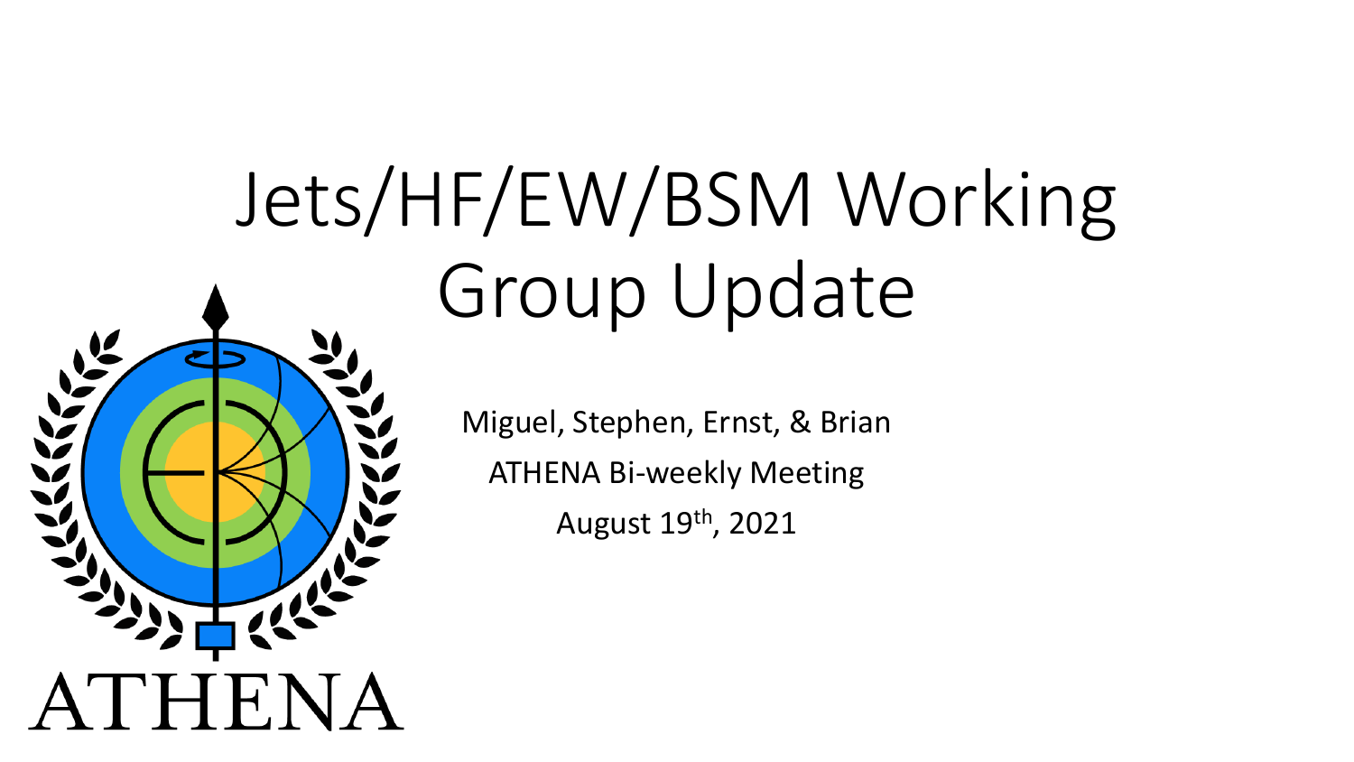# Jets/HF/EW/BSM Working Group Update

Miguel, Stephen, Ernst, & Brian

ATHENA Bi-weekly Meeting

August 19th, 2021

ATHENA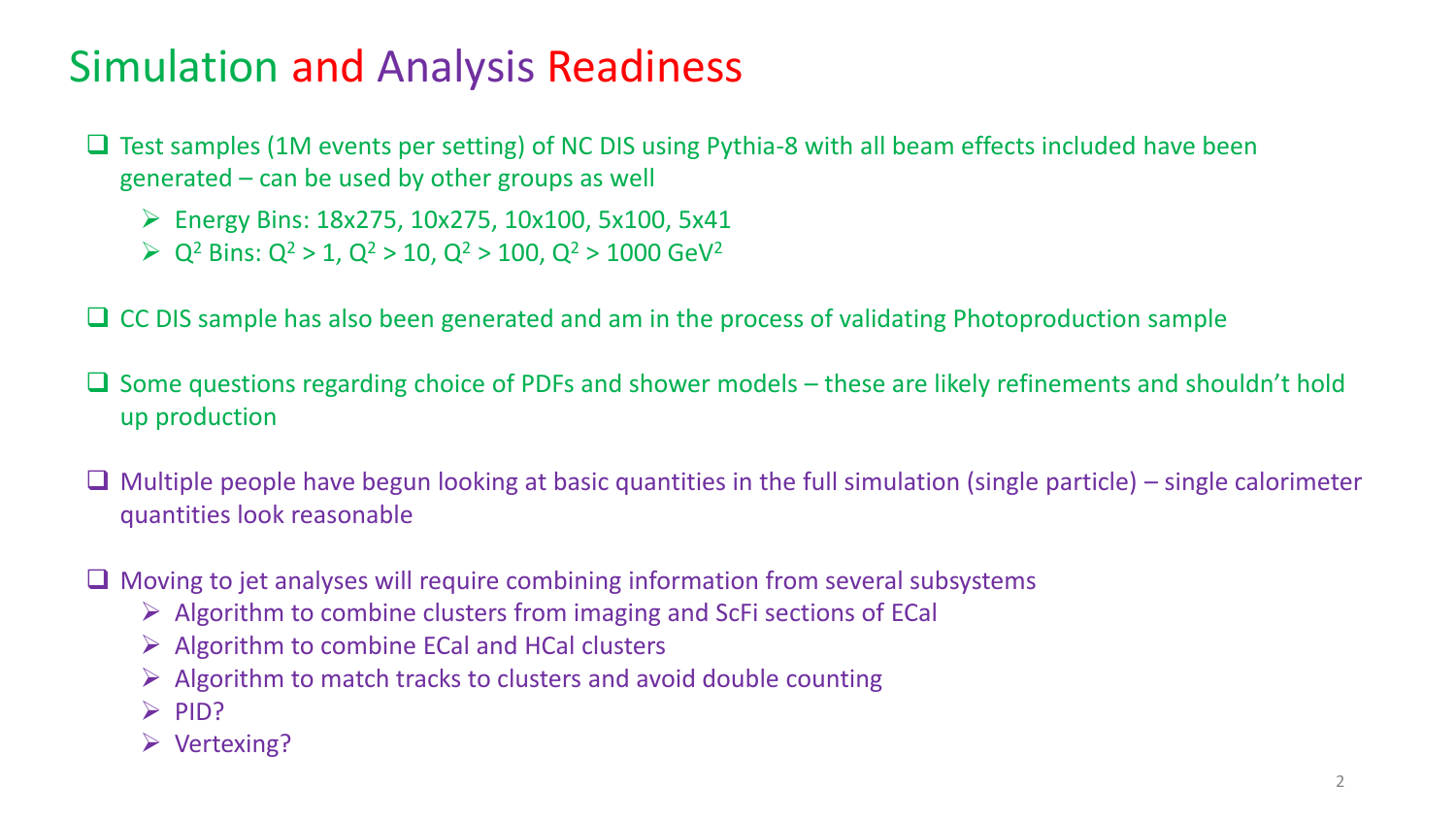# Simulation and Analysis Readiness

- Test samples (1M events per setting) of NC DIS using Pythia-8 with all beam effects included have been generated – can be used by other groups as well
  - Energy Bins: 18x275, 10x275, 10x100, 5x100, 5x41
  - $Q^2$ Bins: $Q^2 > 1$, $Q^2 > 10$, $Q^2 > 100$, $Q^2 > 1000$ $GeV^2$

- CC DIS sample has also been generated and am in the process of validating Photoproduction sample

- Some questions regarding choice of PDFs and shower models – these are likely refinements and shouldn't hold up production

- Multiple people have begun looking at basic quantities in the full simulation (single particle) – single calorimeter quantities look reasonable

- Moving to jet analyses will require combining information from several subsystems
  - Algorithm to combine clusters from imaging and ScFi sections of ECal
  - Algorithm to combine ECal and HCal clusters
  - Algorithm to match tracks to clusters and avoid double counting
  - PID?
  - Vertexing?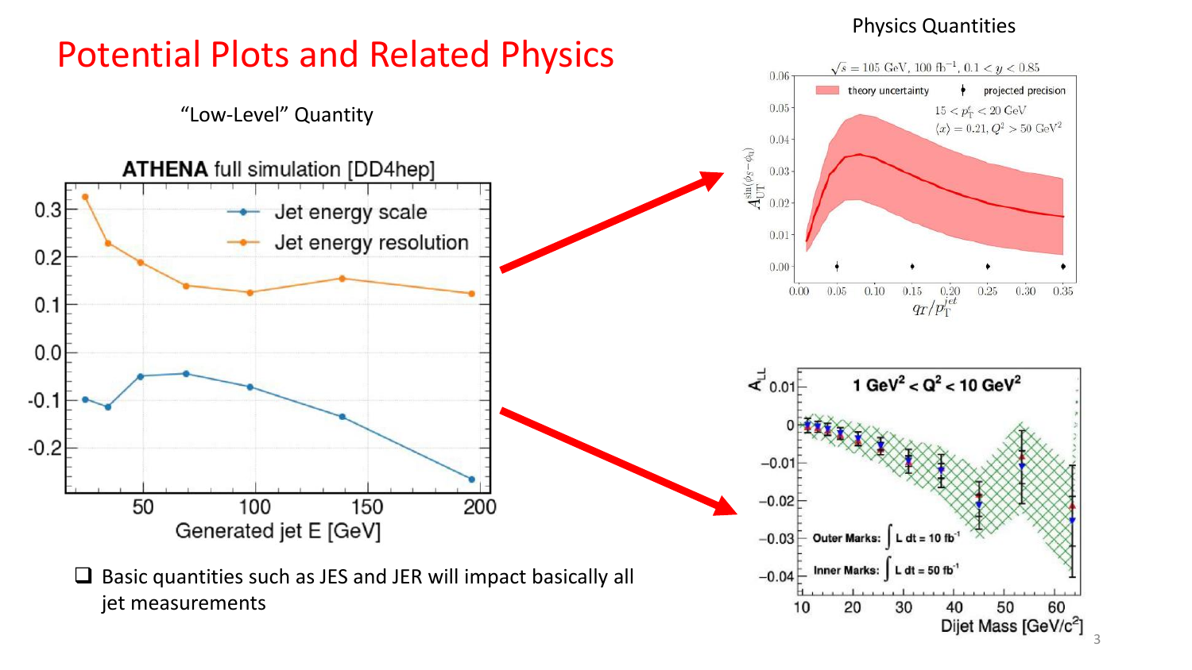# Potential Plots and Related Physics

"Low-Level" Quantity

Physics Quantities

- Basic quantities such as JES and JER will impact basically all jet measurements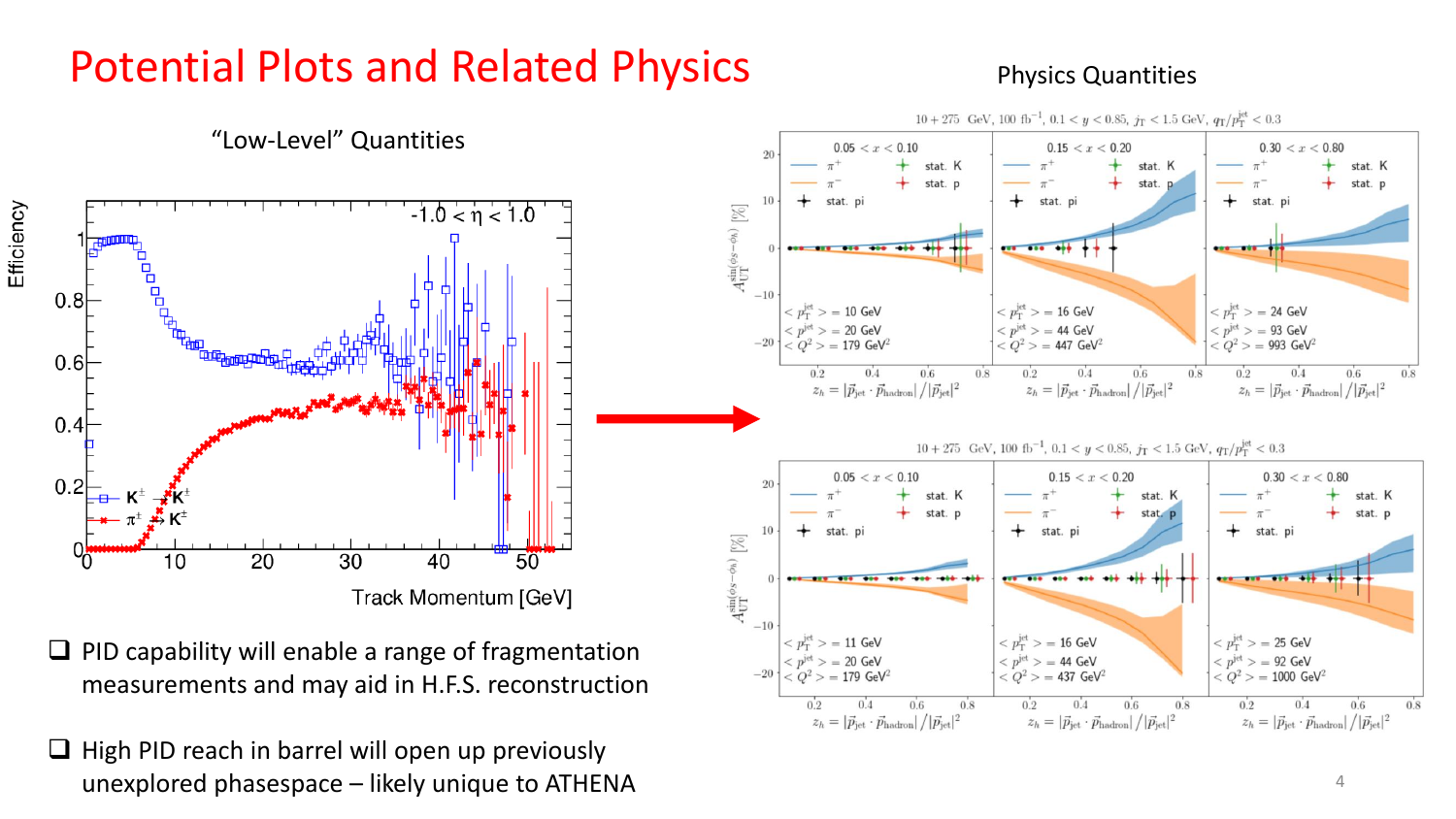# Potential Plots and Related Physics

"Low-Level" Quantities

Physics Quantities

- PID capability will enable a range of fragmentation measurements and may aid in H.F.S. reconstruction
- High PID reach in barrel will open up previously unexplored phasespace – likely unique to ATHENA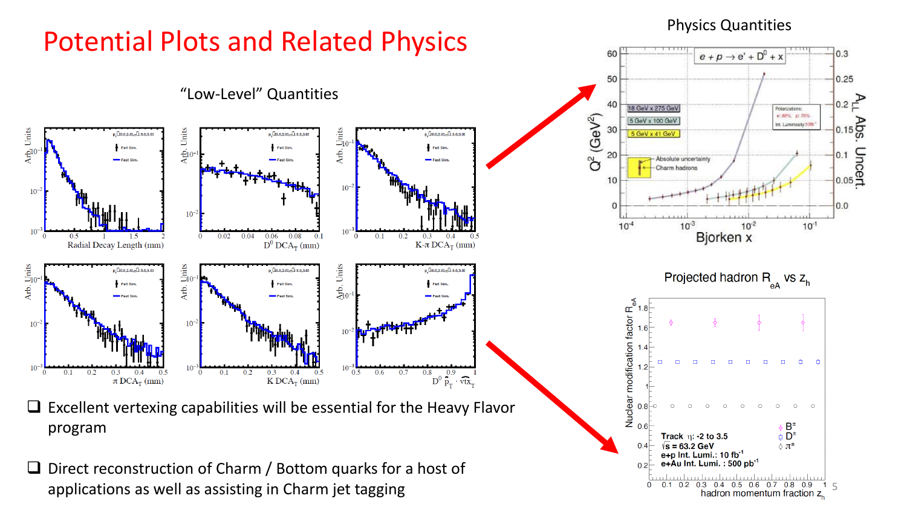# Potential Plots and Related Physics

"Low-Level" Quantities

Physics Quantities

- Excellent vertexing capabilities will be essential for the Heavy Flavor program
- Direct reconstruction of Charm / Bottom quarks for a host of applications as well as assisting in Charm jet tagging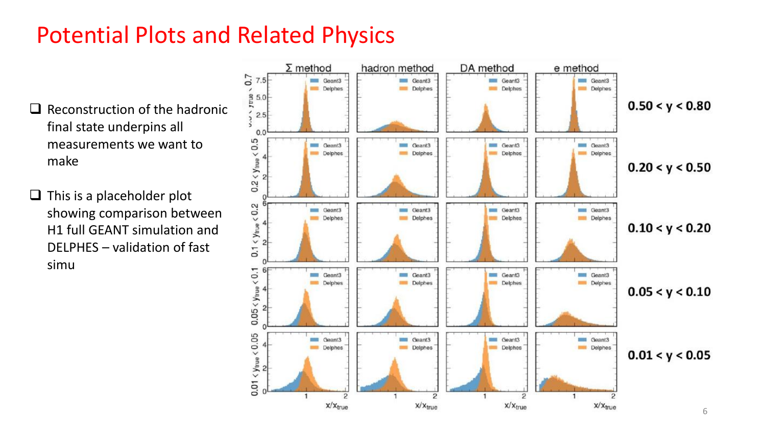# Potential Plots and Related Physics

- Reconstruction of the hadronic final state underpins all measurements we want to make
- This is a placeholder plot showing comparison between H1 full GEANT simulation and DELPHES – validation of fast simu

Σ method

hadron method

DA method

e method

Geant3

Delphes

$0.50 < y < 0.80$

$0.20 < y < 0.50$

$0.10 < y < 0.20$

$0.05 < y < 0.10$

$0.01 < y < 0.05$

$0.5 < y_{true} < 0.7$

$0.2 < y_{true} < 0.5$

$0.1 < y_{true} < 0.2$

$0.05 < y_{true} < 0.1$

$0.01 < y_{true} < 0.05$

$x/x_{true}$